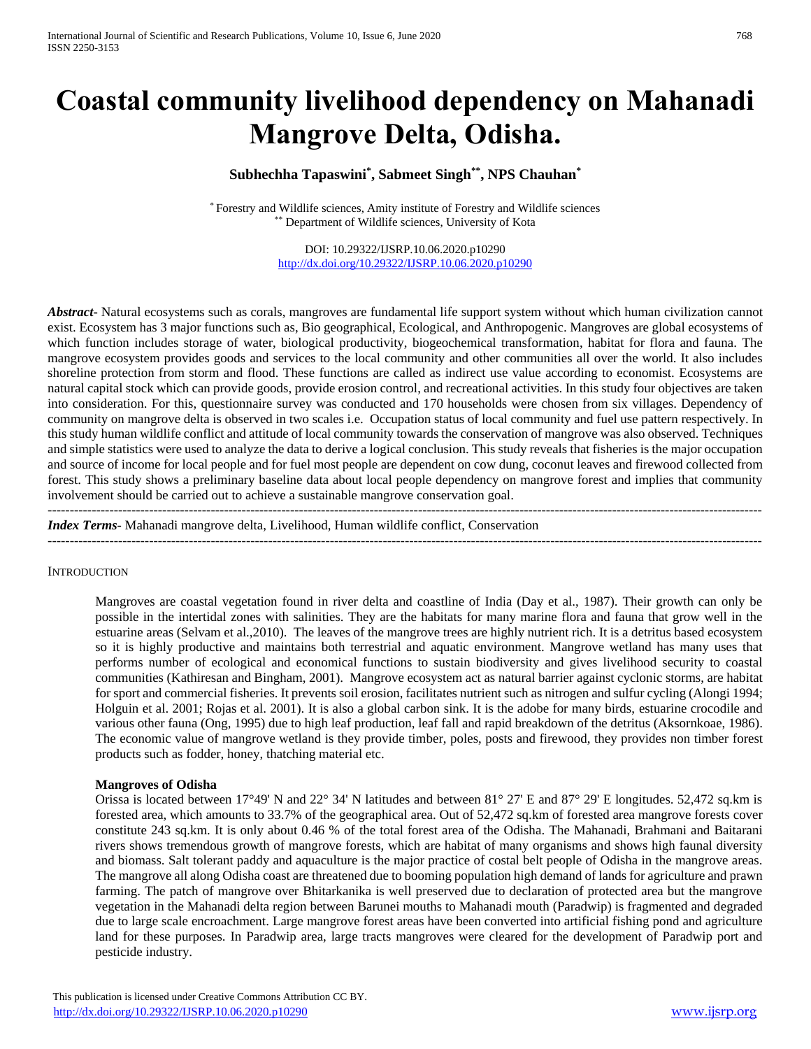# Coastal community livelihood dependency on Mahanadi Mangrove Delta, Odisha.

**Subhechha Tapaswini[*], Sabmeet Singh[**], NPS Chauhan[*]**

[*] Forestry and Wildlife sciences, Amity institute of Forestry and Wildlife sciences
[**] Department of Wildlife sciences, University of Kota

DOI: 10.29322/IJSRP.10.06.2020.p10290
http://dx.doi.org/10.29322/IJSRP.10.06.2020.p10290

***Abstract***- Natural ecosystems such as corals, mangroves are fundamental life support system without which human civilization cannot exist. Ecosystem has 3 major functions such as, Bio geographical, Ecological, and Anthropogenic. Mangroves are global ecosystems of which function includes storage of water, biological productivity, biogeochemical transformation, habitat for flora and fauna. The mangrove ecosystem provides goods and services to the local community and other communities all over the world. It also includes shoreline protection from storm and flood. These functions are called as indirect use value according to economist. Ecosystems are natural capital stock which can provide goods, provide erosion control, and recreational activities. In this study four objectives are taken into consideration. For this, questionnaire survey was conducted and 170 households were chosen from six villages. Dependency of community on mangrove delta is observed in two scales i.e. Occupation status of local community and fuel use pattern respectively. In this study human wildlife conflict and attitude of local community towards the conservation of mangrove was also observed. Techniques and simple statistics were used to analyze the data to derive a logical conclusion. This study reveals that fisheries is the major occupation and source of income for local people and for fuel most people are dependent on cow dung, coconut leaves and firewood collected from forest. This study shows a preliminary baseline data about local people dependency on mangrove forest and implies that community involvement should be carried out to achieve a sustainable mangrove conservation goal.

***Index Terms***- Mahanadi mangrove delta, Livelihood, Human wildlife conflict, Conservation

## INTRODUCTION

Mangroves are coastal vegetation found in river delta and coastline of India (Day et al., 1987). Their growth can only be possible in the intertidal zones with salinities. They are the habitats for many marine flora and fauna that grow well in the estuarine areas (Selvam et al.,2010). The leaves of the mangrove trees are highly nutrient rich. It is a detritus based ecosystem so it is highly productive and maintains both terrestrial and aquatic environment. Mangrove wetland has many uses that performs number of ecological and economical functions to sustain biodiversity and gives livelihood security to coastal communities (Kathiresan and Bingham, 2001). Mangrove ecosystem act as natural barrier against cyclonic storms, are habitat for sport and commercial fisheries. It prevents soil erosion, facilitates nutrient such as nitrogen and sulfur cycling (Alongi 1994; Holguin et al. 2001; Rojas et al. 2001). It is also a global carbon sink. It is the adobe for many birds, estuarine crocodile and various other fauna (Ong, 1995) due to high leaf production, leaf fall and rapid breakdown of the detritus (Aksornkoae, 1986). The economic value of mangrove wetland is they provide timber, poles, posts and firewood, they provides non timber forest products such as fodder, honey, thatching material etc.

### Mangroves of Odisha

Orissa is located between 17°49' N and 22° 34' N latitudes and between 81° 27' E and 87° 29' E longitudes. 52,472 sq.km is forested area, which amounts to 33.7% of the geographical area. Out of 52,472 sq.km of forested area mangrove forests cover constitute 243 sq.km. It is only about 0.46 % of the total forest area of the Odisha. The Mahanadi, Brahmani and Baitarani rivers shows tremendous growth of mangrove forests, which are habitat of many organisms and shows high faunal diversity and biomass. Salt tolerant paddy and aquaculture is the major practice of costal belt people of Odisha in the mangrove areas. The mangrove all along Odisha coast are threatened due to booming population high demand of lands for agriculture and prawn farming. The patch of mangrove over Bhitarkanika is well preserved due to declaration of protected area but the mangrove vegetation in the Mahanadi delta region between Barunei mouths to Mahanadi mouth (Paradwip) is fragmented and degraded due to large scale encroachment. Large mangrove forest areas have been converted into artificial fishing pond and agriculture land for these purposes. In Paradwip area, large tracts mangroves were cleared for the development of Paradwip port and pesticide industry.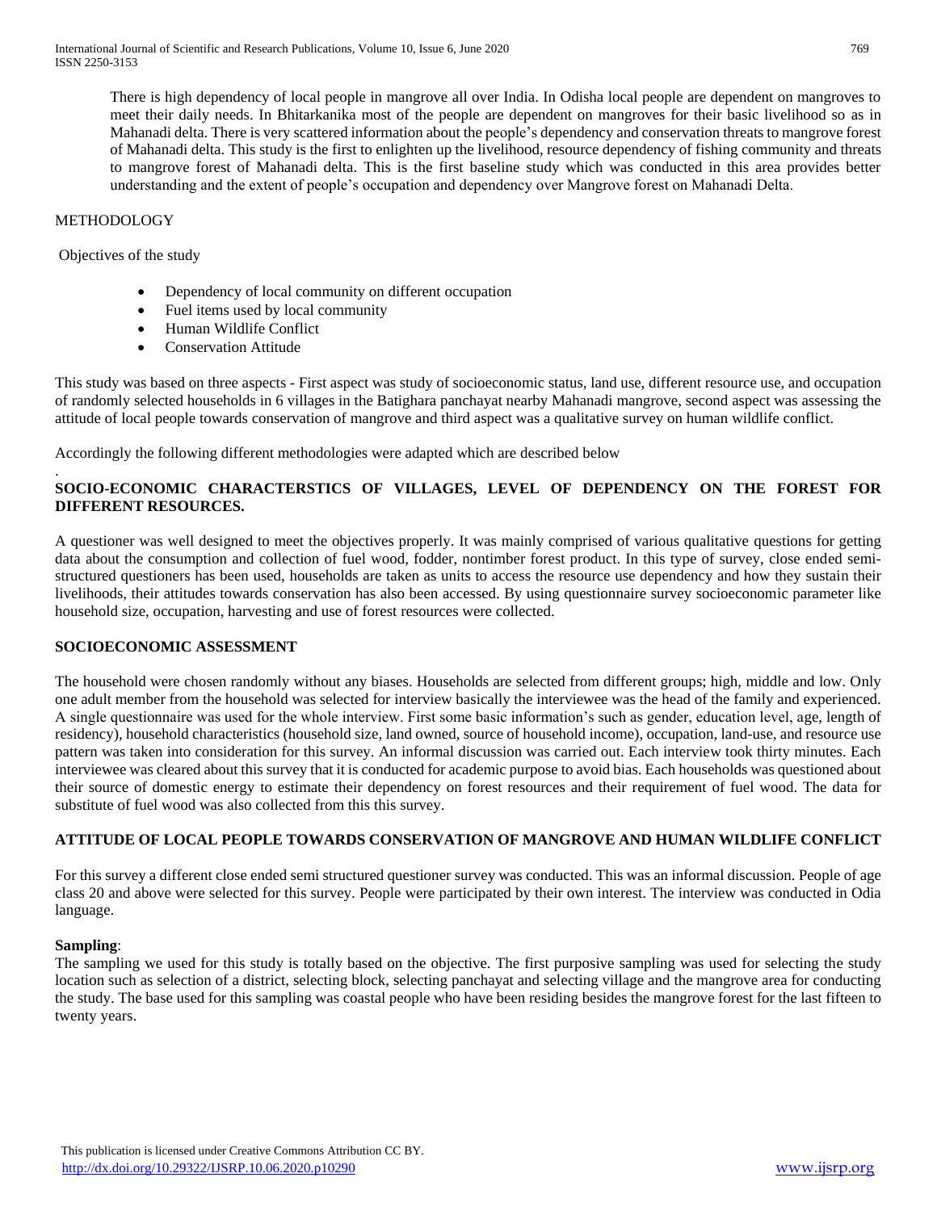There is high dependency of local people in mangrove all over India. In Odisha local people are dependent on mangroves to meet their daily needs. In Bhitarkanika most of the people are dependent on mangroves for their basic livelihood so as in Mahanadi delta. There is very scattered information about the people's dependency and conservation threats to mangrove forest of Mahanadi delta. This study is the first to enlighten up the livelihood, resource dependency of fishing community and threats to mangrove forest of Mahanadi delta. This is the first baseline study which was conducted in this area provides better understanding and the extent of people's occupation and dependency over Mangrove forest on Mahanadi Delta.

## METHODOLOGY

Objectives of the study

- Dependency of local community on different occupation
- Fuel items used by local community
- Human Wildlife Conflict
- Conservation Attitude

This study was based on three aspects - First aspect was study of socioeconomic status, land use, different resource use, and occupation of randomly selected households in 6 villages in the Batighara panchayat nearby Mahanadi mangrove, second aspect was assessing the attitude of local people towards conservation of mangrove and third aspect was a qualitative survey on human wildlife conflict.

Accordingly the following different methodologies were adapted which are described below

.

### SOCIO-ECONOMIC CHARACTERSTICS OF VILLAGES, LEVEL OF DEPENDENCY ON THE FOREST FOR DIFFERENT RESOURCES.

A questioner was well designed to meet the objectives properly. It was mainly comprised of various qualitative questions for getting data about the consumption and collection of fuel wood, fodder, nontimber forest product. In this type of survey, close ended semi-structured questioners has been used, households are taken as units to access the resource use dependency and how they sustain their livelihoods, their attitudes towards conservation has also been accessed. By using questionnaire survey socioeconomic parameter like household size, occupation, harvesting and use of forest resources were collected.

### SOCIOECONOMIC ASSESSMENT

The household were chosen randomly without any biases. Households are selected from different groups; high, middle and low. Only one adult member from the household was selected for interview basically the interviewee was the head of the family and experienced. A single questionnaire was used for the whole interview. First some basic information's such as gender, education level, age, length of residency), household characteristics (household size, land owned, source of household income), occupation, land-use, and resource use pattern was taken into consideration for this survey. An informal discussion was carried out. Each interview took thirty minutes. Each interviewee was cleared about this survey that it is conducted for academic purpose to avoid bias. Each households was questioned about their source of domestic energy to estimate their dependency on forest resources and their requirement of fuel wood. The data for substitute of fuel wood was also collected from this this survey.

### ATTITUDE OF LOCAL PEOPLE TOWARDS CONSERVATION OF MANGROVE AND HUMAN WILDLIFE CONFLICT

For this survey a different close ended semi structured questioner survey was conducted. This was an informal discussion. People of age class 20 and above were selected for this survey. People were participated by their own interest. The interview was conducted in Odia language.

**Sampling**:

The sampling we used for this study is totally based on the objective. The first purposive sampling was used for selecting the study location such as selection of a district, selecting block, selecting panchayat and selecting village and the mangrove area for conducting the study. The base used for this sampling was coastal people who have been residing besides the mangrove forest for the last fifteen to twenty years.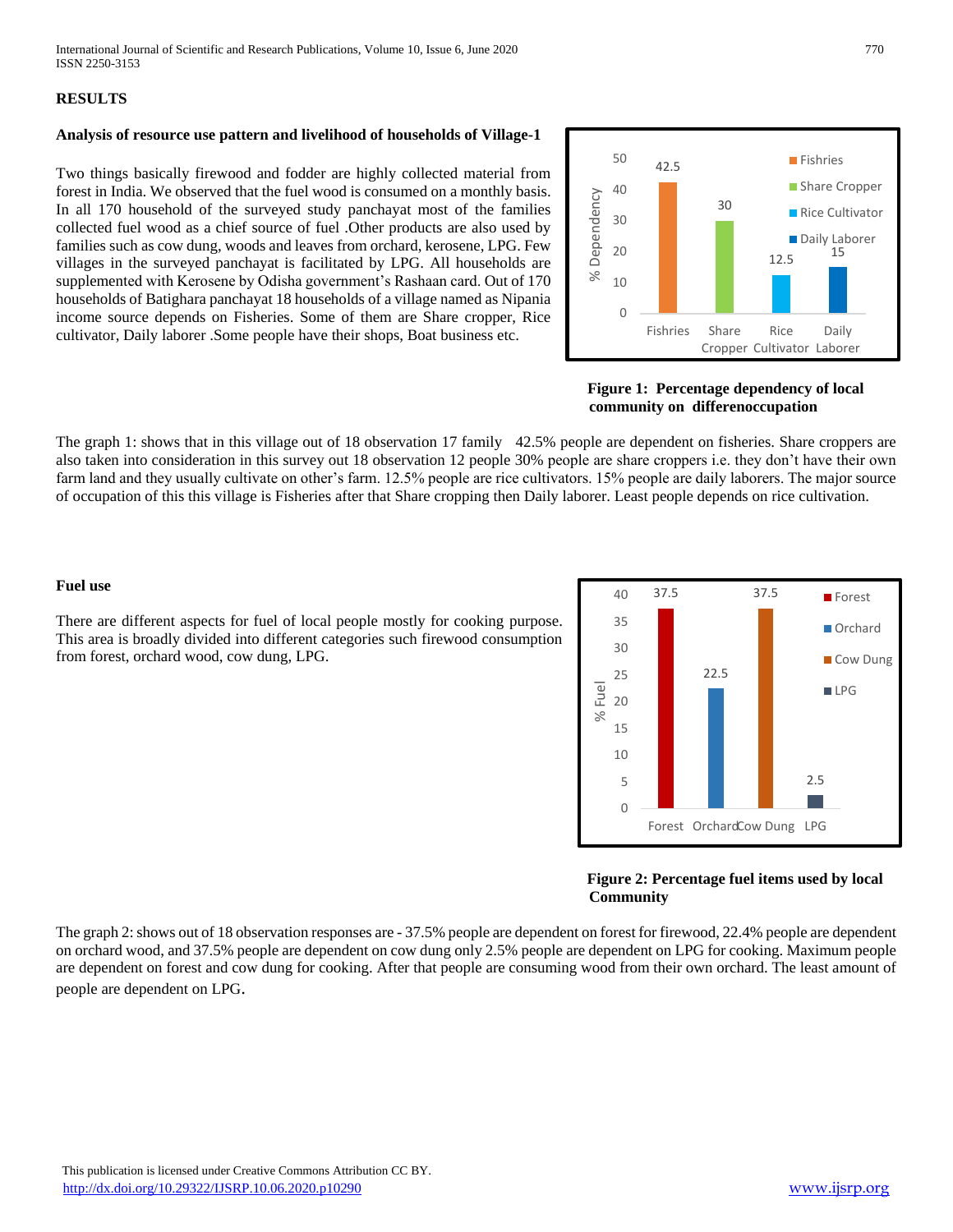## RESULTS

### Analysis of resource use pattern and livelihood of households of Village-1

Two things basically firewood and fodder are highly collected material from forest in India. We observed that the fuel wood is consumed on a monthly basis. In all 170 household of the surveyed study panchayat most of the families collected fuel wood as a chief source of fuel .Other products are also used by families such as cow dung, woods and leaves from orchard, kerosene, LPG. Few villages in the surveyed panchayat is facilitated by LPG. All households are supplemented with Kerosene by Odisha government's Rashaan card. Out of 170 households of Batighara panchayat 18 households of a village named as Nipania income source depends on Fisheries. Some of them are Share cropper, Rice cultivator, Daily laborer .Some people have their shops, Boat business etc.

**Figure 1: Percentage dependency of local community on differenoccupation**

The graph 1: shows that in this village out of 18 observation 17 family 42.5% people are dependent on fisheries. Share croppers are also taken into consideration in this survey out 18 observation 12 people 30% people are share croppers i.e. they don't have their own farm land and they usually cultivate on other's farm. 12.5% people are rice cultivators. 15% people are daily laborers. The major source of occupation of this this village is Fisheries after that Share cropping then Daily laborer. Least people depends on rice cultivation.

### Fuel use

There are different aspects for fuel of local people mostly for cooking purpose. This area is broadly divided into different categories such firewood consumption from forest, orchard wood, cow dung, LPG.

**Figure 2: Percentage fuel items used by local Community**

The graph 2: shows out of 18 observation responses are - 37.5% people are dependent on forest for firewood, 22.4% people are dependent on orchard wood, and 37.5% people are dependent on cow dung only 2.5% people are dependent on LPG for cooking. Maximum people are dependent on forest and cow dung for cooking. After that people are consuming wood from their own orchard. The least amount of people are dependent on LPG.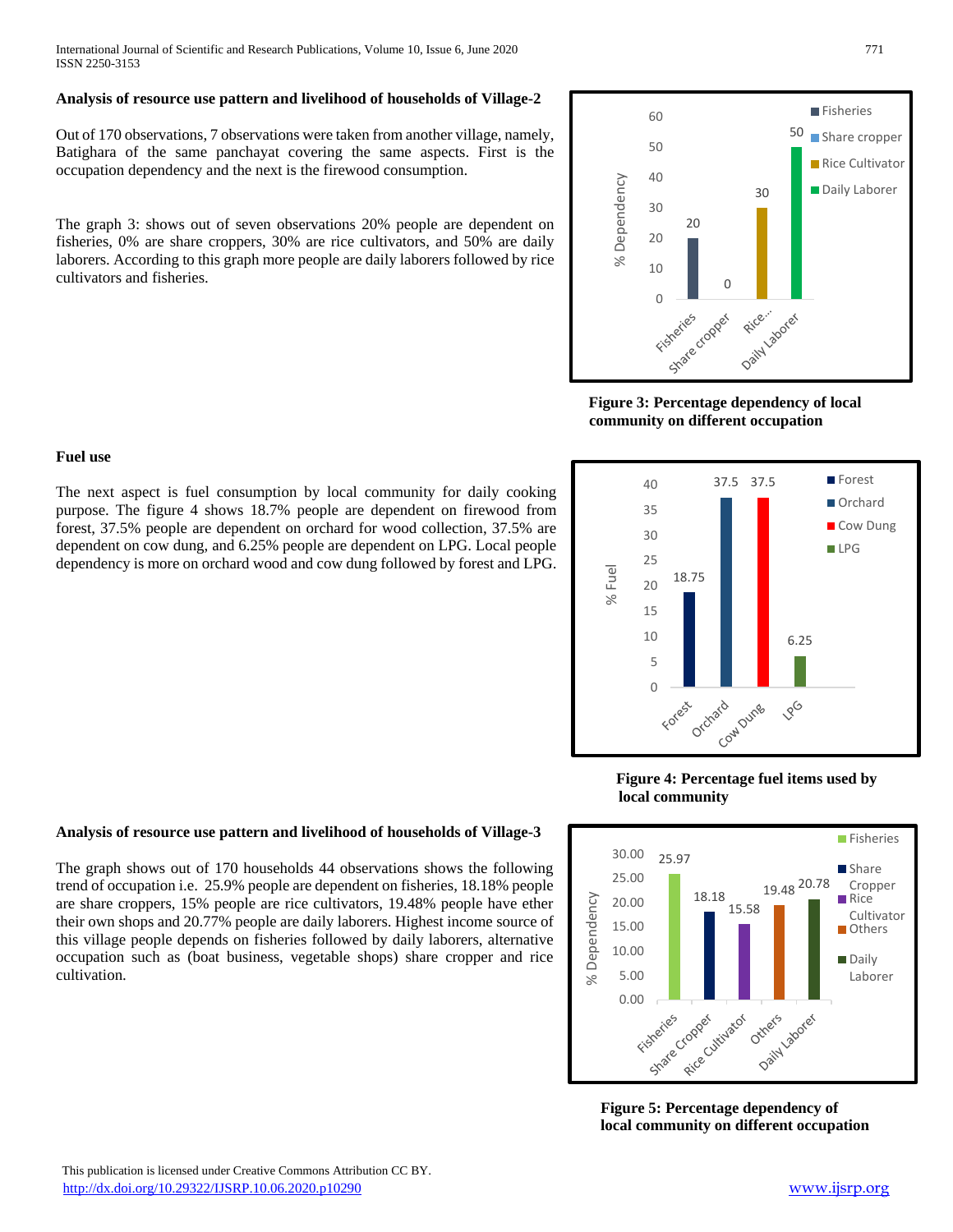### Analysis of resource use pattern and livelihood of households of Village-2

Out of 170 observations, 7 observations were taken from another village, namely, Batighara of the same panchayat covering the same aspects. First is the occupation dependency and the next is the firewood consumption.

The graph 3: shows out of seven observations 20% people are dependent on fisheries, 0% are share croppers, 30% are rice cultivators, and 50% are daily laborers. According to this graph more people are daily laborers followed by rice cultivators and fisheries.

**Figure 3: Percentage dependency of local community on different occupation**

### Fuel use

The next aspect is fuel consumption by local community for daily cooking purpose. The figure 4 shows 18.7% people are dependent on firewood from forest, 37.5% people are dependent on orchard for wood collection, 37.5% are dependent on cow dung, and 6.25% people are dependent on LPG. Local people dependency is more on orchard wood and cow dung followed by forest and LPG.

**Figure 4: Percentage fuel items used by local community**

### Analysis of resource use pattern and livelihood of households of Village-3

The graph shows out of 170 households 44 observations shows the following trend of occupation i.e. 25.9% people are dependent on fisheries, 18.18% people are share croppers, 15% people are rice cultivators, 19.48% people have ether their own shops and 20.77% people are daily laborers. Highest income source of this village people depends on fisheries followed by daily laborers, alternative occupation such as (boat business, vegetable shops) share cropper and rice cultivation.

**Figure 5: Percentage dependency of local community on different occupation**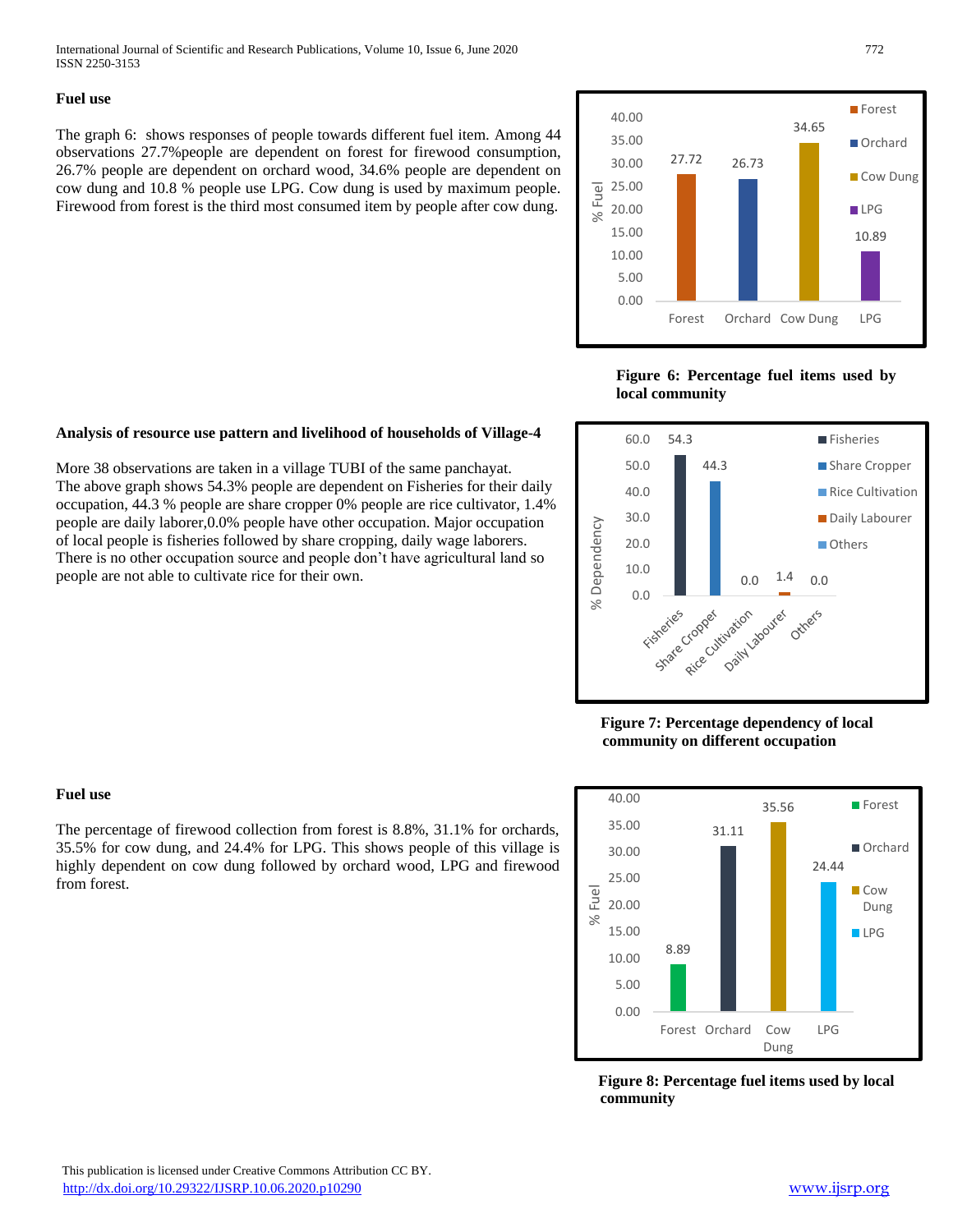### Fuel use

The graph 6: shows responses of people towards different fuel item. Among 44 observations 27.7%people are dependent on forest for firewood consumption, 26.7% people are dependent on orchard wood, 34.6% people are dependent on cow dung and 10.8 % people use LPG. Cow dung is used by maximum people. Firewood from forest is the third most consumed item by people after cow dung.

**Figure 6: Percentage fuel items used by local community**

### Analysis of resource use pattern and livelihood of households of Village-4

More 38 observations are taken in a village TUBI of the same panchayat. The above graph shows 54.3% people are dependent on Fisheries for their daily occupation, 44.3 % people are share cropper 0% people are rice cultivator, 1.4% people are daily laborer,0.0% people have other occupation. Major occupation of local people is fisheries followed by share cropping, daily wage laborers. There is no other occupation source and people don't have agricultural land so people are not able to cultivate rice for their own.

**Figure 7: Percentage dependency of local community on different occupation**

### Fuel use

The percentage of firewood collection from forest is 8.8%, 31.1% for orchards, 35.5% for cow dung, and 24.4% for LPG. This shows people of this village is highly dependent on cow dung followed by orchard wood, LPG and firewood from forest.

**Figure 8: Percentage fuel items used by local community**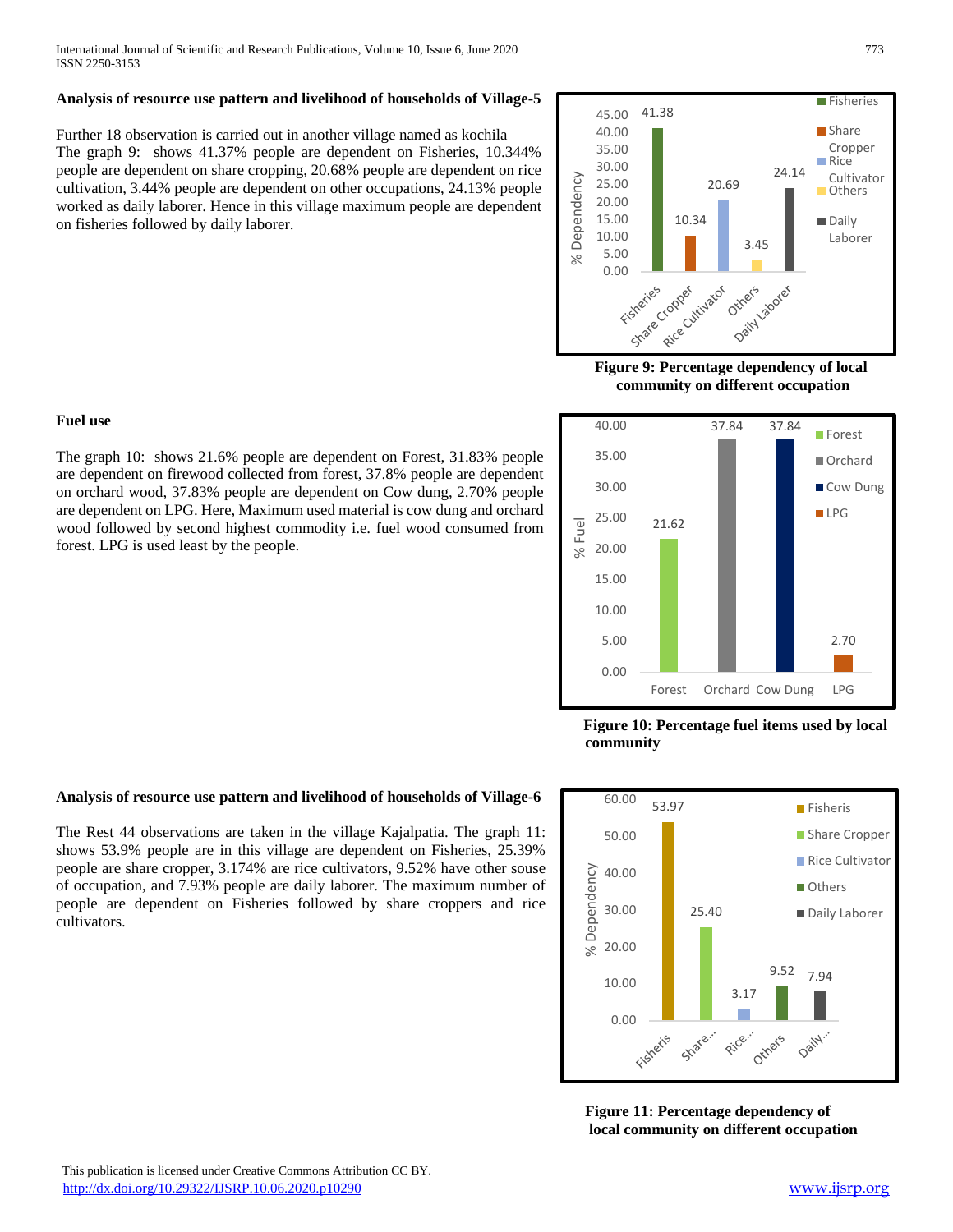### Analysis of resource use pattern and livelihood of households of Village-5

Further 18 observation is carried out in another village named as kochila
The graph 9: shows 41.37% people are dependent on Fisheries, 10.344% people are dependent on share cropping, 20.68% people are dependent on rice cultivation, 3.44% people are dependent on other occupations, 24.13% people worked as daily laborer. Hence in this village maximum people are dependent on fisheries followed by daily laborer.

**Figure 9: Percentage dependency of local community on different occupation**

### Fuel use

The graph 10: shows 21.6% people are dependent on Forest, 31.83% people are dependent on firewood collected from forest, 37.8% people are dependent on orchard wood, 37.83% people are dependent on Cow dung, 2.70% people are dependent on LPG. Here, Maximum used material is cow dung and orchard wood followed by second highest commodity i.e. fuel wood consumed from forest. LPG is used least by the people.

**Figure 10: Percentage fuel items used by local community**

### Analysis of resource use pattern and livelihood of households of Village-6

The Rest 44 observations are taken in the village Kajalpatia. The graph 11: shows 53.9% people are in this village are dependent on Fisheries, 25.39% people are share cropper, 3.174% are rice cultivators, 9.52% have other souse of occupation, and 7.93% people are daily laborer. The maximum number of people are dependent on Fisheries followed by share croppers and rice cultivators.

**Figure 11: Percentage dependency of local community on different occupation**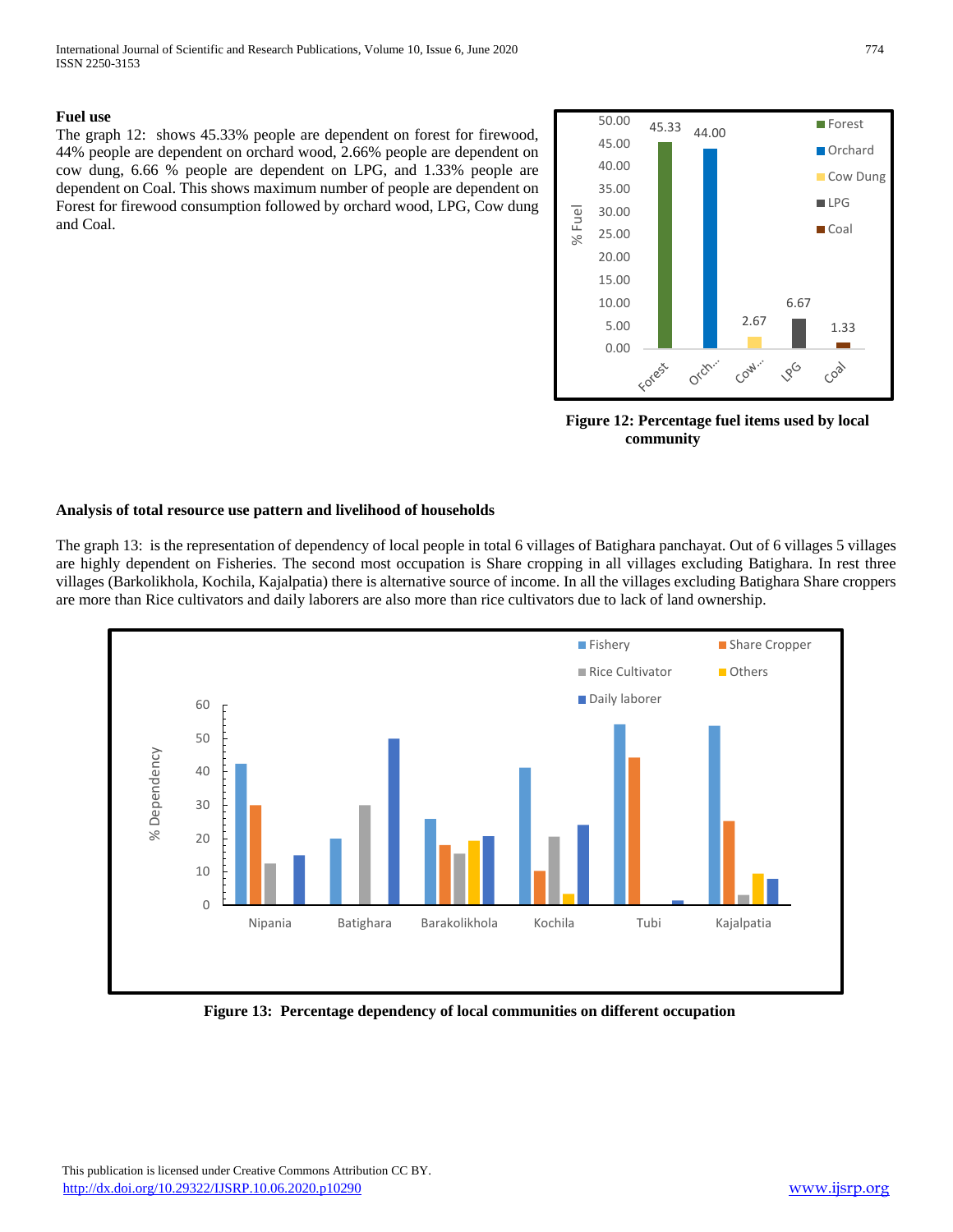**Fuel use**

The graph 12: shows 45.33% people are dependent on forest for firewood, 44% people are dependent on orchard wood, 2.66% people are dependent on cow dung, 6.66 % people are dependent on LPG, and 1.33% people are dependent on Coal. This shows maximum number of people are dependent on Forest for firewood consumption followed by orchard wood, LPG, Cow dung and Coal.

**Figure 12: Percentage fuel items used by local community**

**Analysis of total resource use pattern and livelihood of households**

The graph 13: is the representation of dependency of local people in total 6 villages of Batighara panchayat. Out of 6 villages 5 villages are highly dependent on Fisheries. The second most occupation is Share cropping in all villages excluding Batighara. In rest three villages (Barkolikhola, Kochila, Kajalpatia) there is alternative source of income. In all the villages excluding Batighara Share croppers are more than Rice cultivators and daily laborers are also more than rice cultivators due to lack of land ownership.

**Figure 13: Percentage dependency of local communities on different occupation**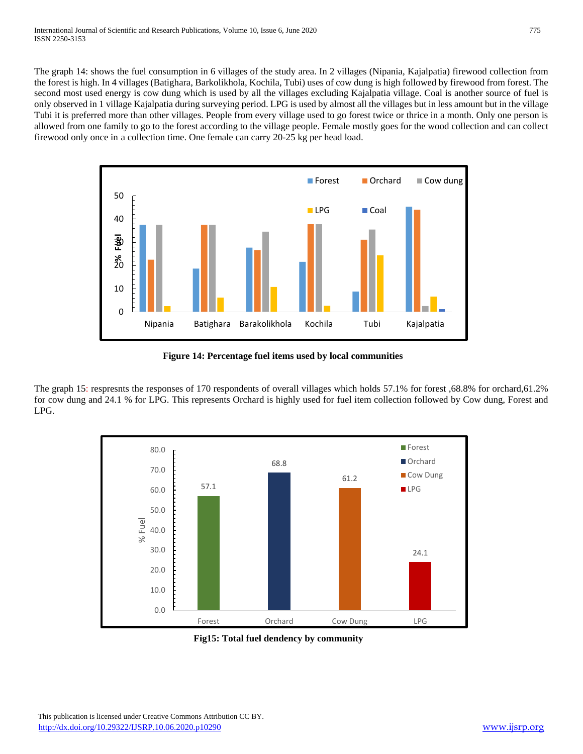The graph 14: shows the fuel consumption in 6 villages of the study area. In 2 villages (Nipania, Kajalpatia) firewood collection from the forest is high. In 4 villages (Batighara, Barkolikhola, Kochila, Tubi) uses of cow dung is high followed by firewood from forest. The second most used energy is cow dung which is used by all the villages excluding Kajalpatia village. Coal is another source of fuel is only observed in 1 village Kajalpatia during surveying period. LPG is used by almost all the villages but in less amount but in the village Tubi it is preferred more than other villages. People from every village used to go forest twice or thrice in a month. Only one person is allowed from one family to go to the forest according to the village people. Female mostly goes for the wood collection and can collect firewood only once in a collection time. One female can carry 20-25 kg per head load.

**Figure 14: Percentage fuel items used by local communities**

The graph 15: respresnts the responses of 170 respondents of overall villages which holds 57.1% for forest ,68.8% for orchard,61.2% for cow dung and 24.1 % for LPG. This represents Orchard is highly used for fuel item collection followed by Cow dung, Forest and LPG.

**Fig15: Total fuel dendency by community**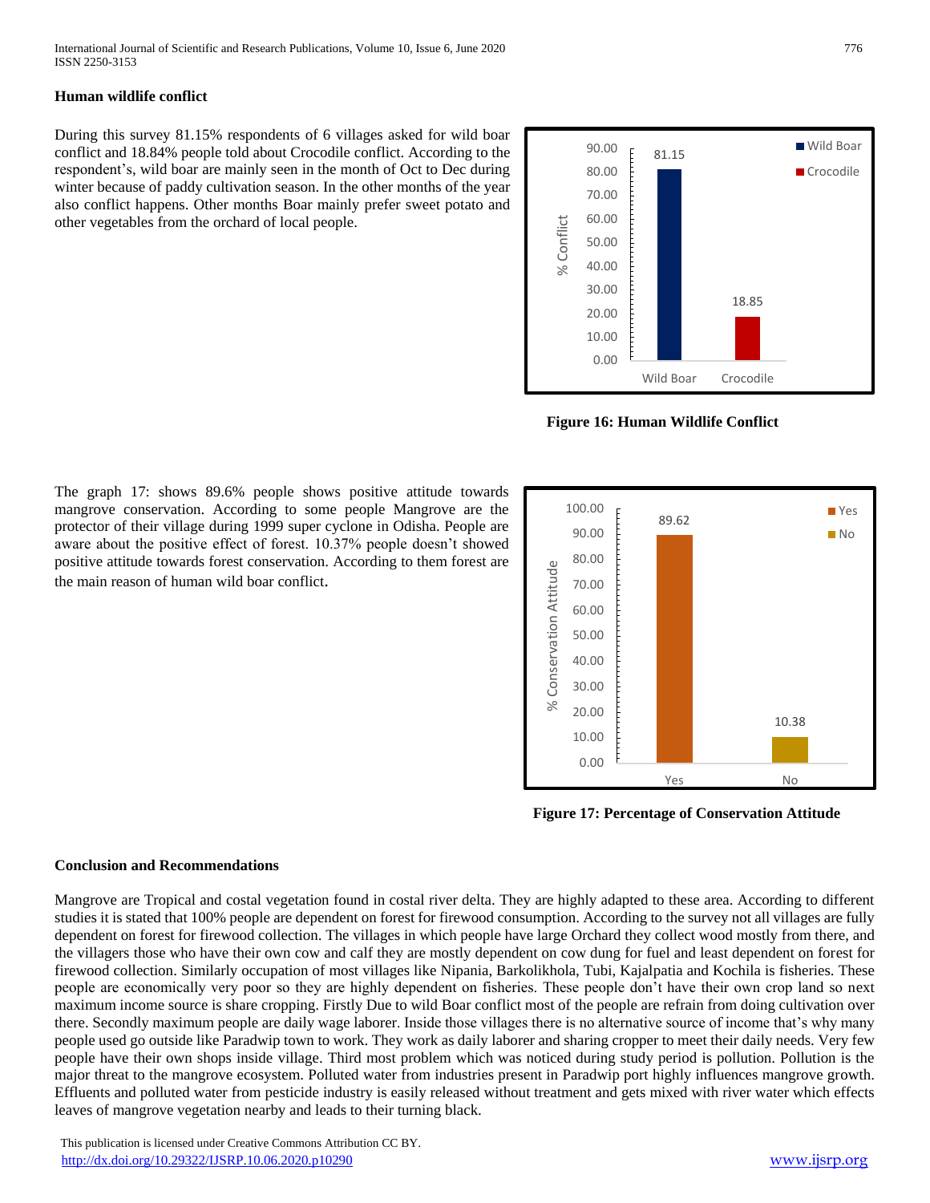### Human wildlife conflict

During this survey 81.15% respondents of 6 villages asked for wild boar conflict and 18.84% people told about Crocodile conflict. According to the respondent's, wild boar are mainly seen in the month of Oct to Dec during winter because of paddy cultivation season. In the other months of the year also conflict happens. Other months Boar mainly prefer sweet potato and other vegetables from the orchard of local people.

**Figure 16: Human Wildlife Conflict**

The graph 17: shows 89.6% people shows positive attitude towards mangrove conservation. According to some people Mangrove are the protector of their village during 1999 super cyclone in Odisha. People are aware about the positive effect of forest. 10.37% people doesn't showed positive attitude towards forest conservation. According to them forest are the main reason of human wild boar conflict.

**Figure 17: Percentage of Conservation Attitude**

### Conclusion and Recommendations

Mangrove are Tropical and costal vegetation found in costal river delta. They are highly adapted to these area. According to different studies it is stated that 100% people are dependent on forest for firewood consumption. According to the survey not all villages are fully dependent on forest for firewood collection. The villages in which people have large Orchard they collect wood mostly from there, and the villagers those who have their own cow and calf they are mostly dependent on cow dung for fuel and least dependent on forest for firewood collection. Similarly occupation of most villages like Nipania, Barkolikhola, Tubi, Kajalpatia and Kochila is fisheries. These people are economically very poor so they are highly dependent on fisheries. These people don't have their own crop land so next maximum income source is share cropping. Firstly Due to wild Boar conflict most of the people are refrain from doing cultivation over there. Secondly maximum people are daily wage laborer. Inside those villages there is no alternative source of income that's why many people used go outside like Paradwip town to work. They work as daily laborer and sharing cropper to meet their daily needs. Very few people have their own shops inside village. Third most problem which was noticed during study period is pollution. Pollution is the major threat to the mangrove ecosystem. Polluted water from industries present in Paradwip port highly influences mangrove growth. Effluents and polluted water from pesticide industry is easily released without treatment and gets mixed with river water which effects leaves of mangrove vegetation nearby and leads to their turning black.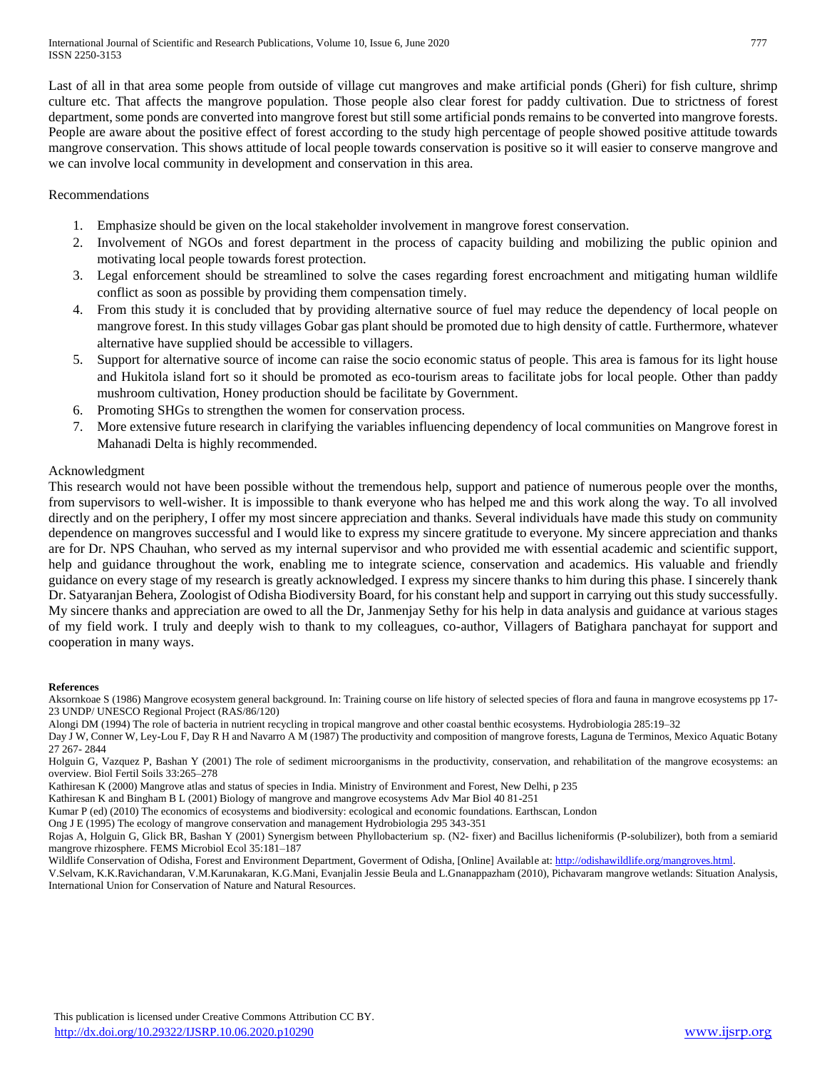Last of all in that area some people from outside of village cut mangroves and make artificial ponds (Gheri) for fish culture, shrimp culture etc. That affects the mangrove population. Those people also clear forest for paddy cultivation. Due to strictness of forest department, some ponds are converted into mangrove forest but still some artificial ponds remains to be converted into mangrove forests. People are aware about the positive effect of forest according to the study high percentage of people showed positive attitude towards mangrove conservation. This shows attitude of local people towards conservation is positive so it will easier to conserve mangrove and we can involve local community in development and conservation in this area.

## Recommendations

1. Emphasize should be given on the local stakeholder involvement in mangrove forest conservation.
2. Involvement of NGOs and forest department in the process of capacity building and mobilizing the public opinion and motivating local people towards forest protection.
3. Legal enforcement should be streamlined to solve the cases regarding forest encroachment and mitigating human wildlife conflict as soon as possible by providing them compensation timely.
4. From this study it is concluded that by providing alternative source of fuel may reduce the dependency of local people on mangrove forest. In this study villages Gobar gas plant should be promoted due to high density of cattle. Furthermore, whatever alternative have supplied should be accessible to villagers.
5. Support for alternative source of income can raise the socio economic status of people. This area is famous for its light house and Hukitola island fort so it should be promoted as eco-tourism areas to facilitate jobs for local people. Other than paddy mushroom cultivation, Honey production should be facilitate by Government.
6. Promoting SHGs to strengthen the women for conservation process.
7. More extensive future research in clarifying the variables influencing dependency of local communities on Mangrove forest in Mahanadi Delta is highly recommended.

## Acknowledgment

This research would not have been possible without the tremendous help, support and patience of numerous people over the months, from supervisors to well-wisher. It is impossible to thank everyone who has helped me and this work along the way. To all involved directly and on the periphery, I offer my most sincere appreciation and thanks. Several individuals have made this study on community dependence on mangroves successful and I would like to express my sincere gratitude to everyone. My sincere appreciation and thanks are for Dr. NPS Chauhan, who served as my internal supervisor and who provided me with essential academic and scientific support, help and guidance throughout the work, enabling me to integrate science, conservation and academics. His valuable and friendly guidance on every stage of my research is greatly acknowledged. I express my sincere thanks to him during this phase. I sincerely thank Dr. Satyaranjan Behera, Zoologist of Odisha Biodiversity Board, for his constant help and support in carrying out this study successfully. My sincere thanks and appreciation are owed to all the Dr, Janmenjay Sethy for his help in data analysis and guidance at various stages of my field work. I truly and deeply wish to thank to my colleagues, co-author, Villagers of Batighara panchayat for support and cooperation in many ways.

### References

Aksornkoae S (1986) Mangrove ecosystem general background. In: Training course on life history of selected species of flora and fauna in mangrove ecosystems pp 17-23 UNDP/ UNESCO Regional Project (RAS/86/120)

Alongi DM (1994) The role of bacteria in nutrient recycling in tropical mangrove and other coastal benthic ecosystems. Hydrobiologia 285:19–32

Day J W, Conner W, Ley-Lou F, Day R H and Navarro A M (1987) The productivity and composition of mangrove forests, Laguna de Terminos, Mexico Aquatic Botany 27 267- 2844

Holguin G, Vazquez P, Bashan Y (2001) The role of sediment microorganisms in the productivity, conservation, and rehabilitation of the mangrove ecosystems: an overview. Biol Fertil Soils 33:265–278

Kathiresan K (2000) Mangrove atlas and status of species in India. Ministry of Environment and Forest, New Delhi, p 235

Kathiresan K and Bingham B L (2001) Biology of mangrove and mangrove ecosystems Adv Mar Biol 40 81-251

Kumar P (ed) (2010) The economics of ecosystems and biodiversity: ecological and economic foundations. Earthscan, London

Ong J E (1995) The ecology of mangrove conservation and management Hydrobiologia 295 343-351

Rojas A, Holguin G, Glick BR, Bashan Y (2001) Synergism between Phyllobacterium sp. (N2- fixer) and Bacillus licheniformis (P-solubilizer), both from a semiarid mangrove rhizosphere. FEMS Microbiol Ecol 35:181–187

Wildlife Conservation of Odisha, Forest and Environment Department, Goverment of Odisha, [Online] Available at: http://odishawildlife.org/mangroves.html.

V.Selvam, K.K.Ravichandaran, V.M.Karunakaran, K.G.Mani, Evanjalin Jessie Beula and L.Gnanappazham (2010), Pichavaram mangrove wetlands: Situation Analysis, International Union for Conservation of Nature and Natural Resources.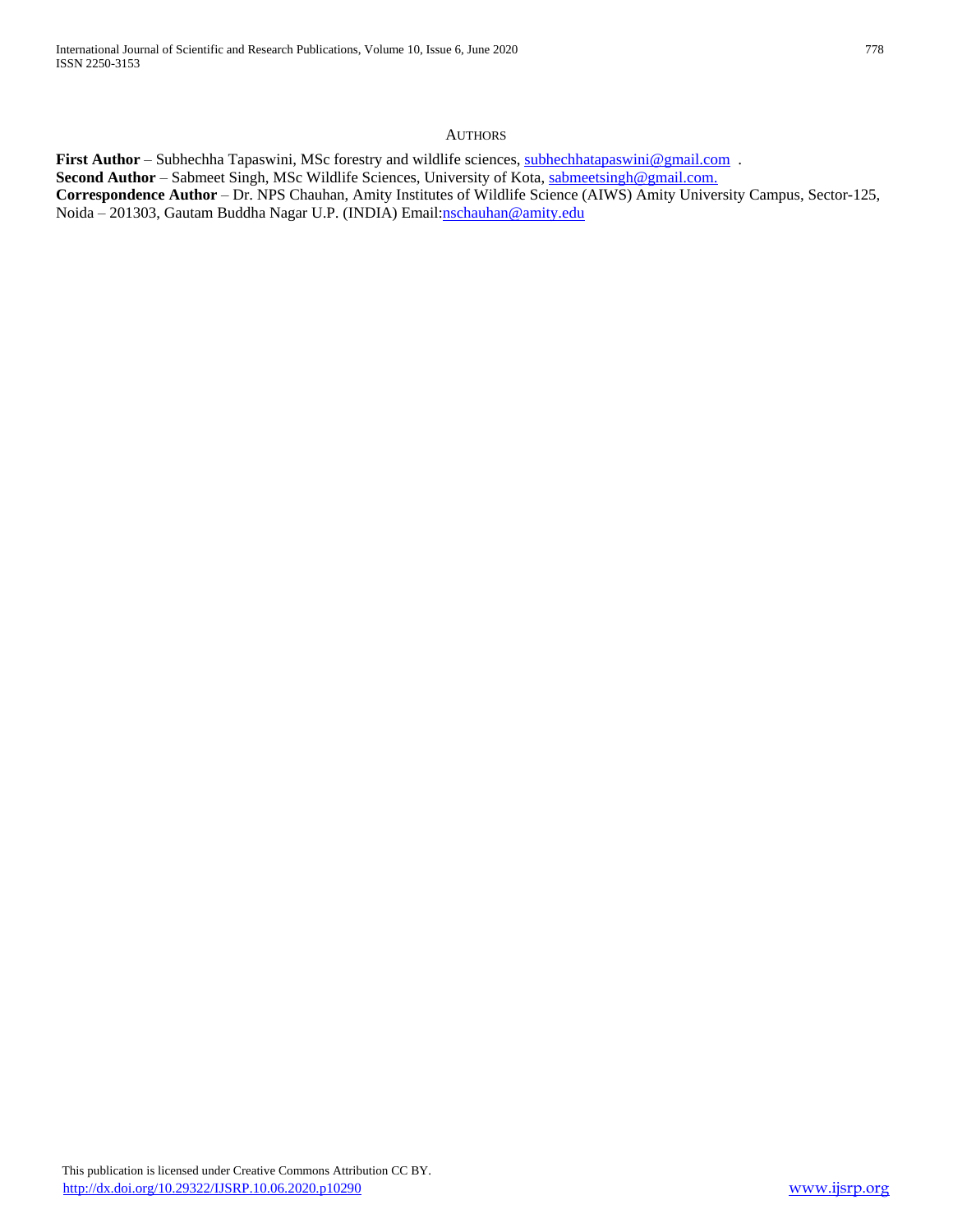## AUTHORS

**First Author** – Subhechha Tapaswini, MSc forestry and wildlife sciences, subhechhatapaswini@gmail.com .
**Second Author** – Sabmeet Singh, MSc Wildlife Sciences, University of Kota, sabmeetsingh@gmail.com.
**Correspondence Author** – Dr. NPS Chauhan, Amity Institutes of Wildlife Science (AIWS) Amity University Campus, Sector-125, Noida – 201303, Gautam Buddha Nagar U.P. (INDIA) Email:nschauhan@amity.edu